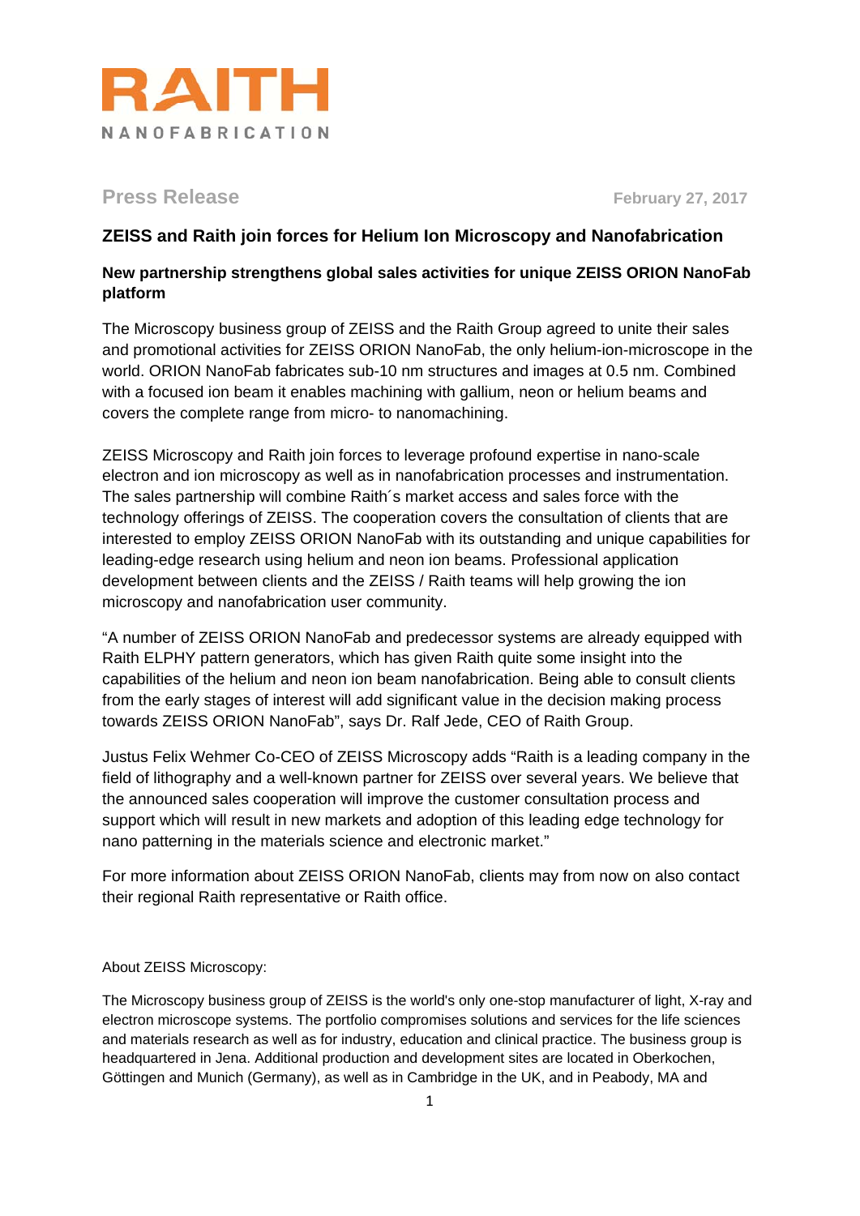RAITH

NANOFABRICATION

**Press Release** **February 27, 2017**

## ZEISS and Raith join forces for Helium Ion Microscopy and Nanofabrication

### New partnership strengthens global sales activities for unique ZEISS ORION NanoFab platform

The Microscopy business group of ZEISS and the Raith Group agreed to unite their sales and promotional activities for ZEISS ORION NanoFab, the only helium-ion-microscope in the world. ORION NanoFab fabricates sub-10 nm structures and images at 0.5 nm. Combined with a focused ion beam it enables machining with gallium, neon or helium beams and covers the complete range from micro- to nanomachining.

ZEISS Microscopy and Raith join forces to leverage profound expertise in nano-scale electron and ion microscopy as well as in nanofabrication processes and instrumentation. The sales partnership will combine Raith´s market access and sales force with the technology offerings of ZEISS. The cooperation covers the consultation of clients that are interested to employ ZEISS ORION NanoFab with its outstanding and unique capabilities for leading-edge research using helium and neon ion beams. Professional application development between clients and the ZEISS / Raith teams will help growing the ion microscopy and nanofabrication user community.

"A number of ZEISS ORION NanoFab and predecessor systems are already equipped with Raith ELPHY pattern generators, which has given Raith quite some insight into the capabilities of the helium and neon ion beam nanofabrication. Being able to consult clients from the early stages of interest will add significant value in the decision making process towards ZEISS ORION NanoFab", says Dr. Ralf Jede, CEO of Raith Group.

Justus Felix Wehmer Co-CEO of ZEISS Microscopy adds "Raith is a leading company in the field of lithography and a well-known partner for ZEISS over several years. We believe that the announced sales cooperation will improve the customer consultation process and support which will result in new markets and adoption of this leading edge technology for nano patterning in the materials science and electronic market."

For more information about ZEISS ORION NanoFab, clients may from now on also contact their regional Raith representative or Raith office.

About ZEISS Microscopy:

The Microscopy business group of ZEISS is the world's only one-stop manufacturer of light, X-ray and electron microscope systems. The portfolio compromises solutions and services for the life sciences and materials research as well as for industry, education and clinical practice. The business group is headquartered in Jena. Additional production and development sites are located in Oberkochen, Göttingen and Munich (Germany), as well as in Cambridge in the UK, and in Peabody, MA and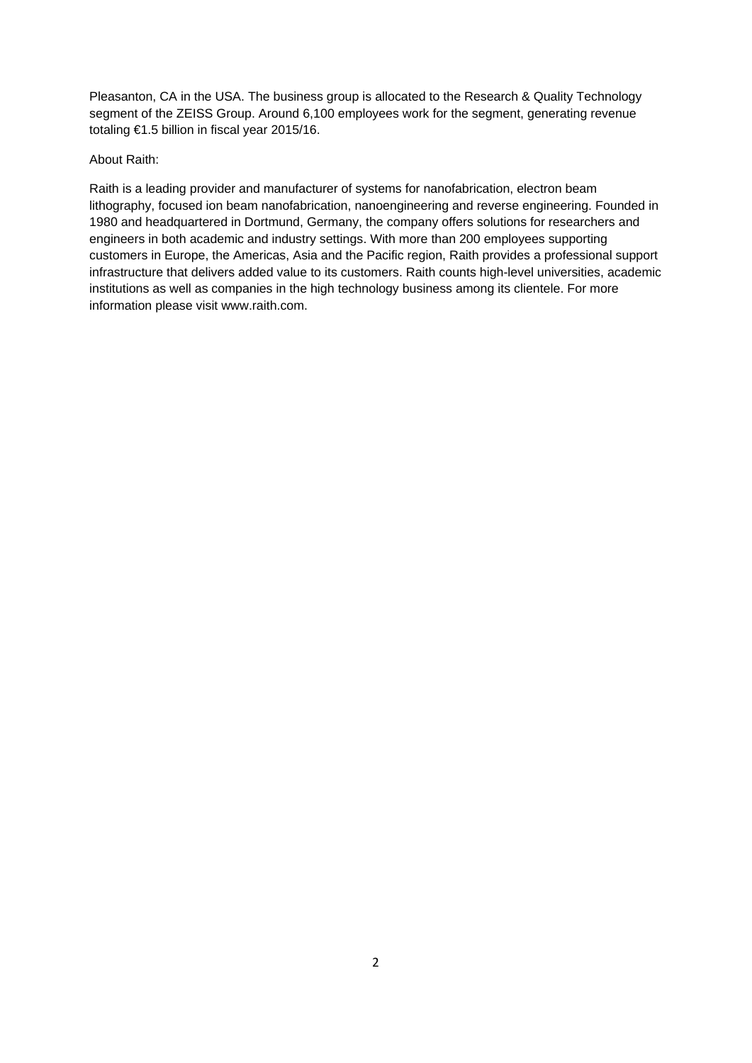Pleasanton, CA in the USA. The business group is allocated to the Research & Quality Technology segment of the ZEISS Group. Around 6,100 employees work for the segment, generating revenue totaling €1.5 billion in fiscal year 2015/16.

About Raith:

Raith is a leading provider and manufacturer of systems for nanofabrication, electron beam lithography, focused ion beam nanofabrication, nanoengineering and reverse engineering. Founded in 1980 and headquartered in Dortmund, Germany, the company offers solutions for researchers and engineers in both academic and industry settings. With more than 200 employees supporting customers in Europe, the Americas, Asia and the Pacific region, Raith provides a professional support infrastructure that delivers added value to its customers. Raith counts high-level universities, academic institutions as well as companies in the high technology business among its clientele. For more information please visit www.raith.com.